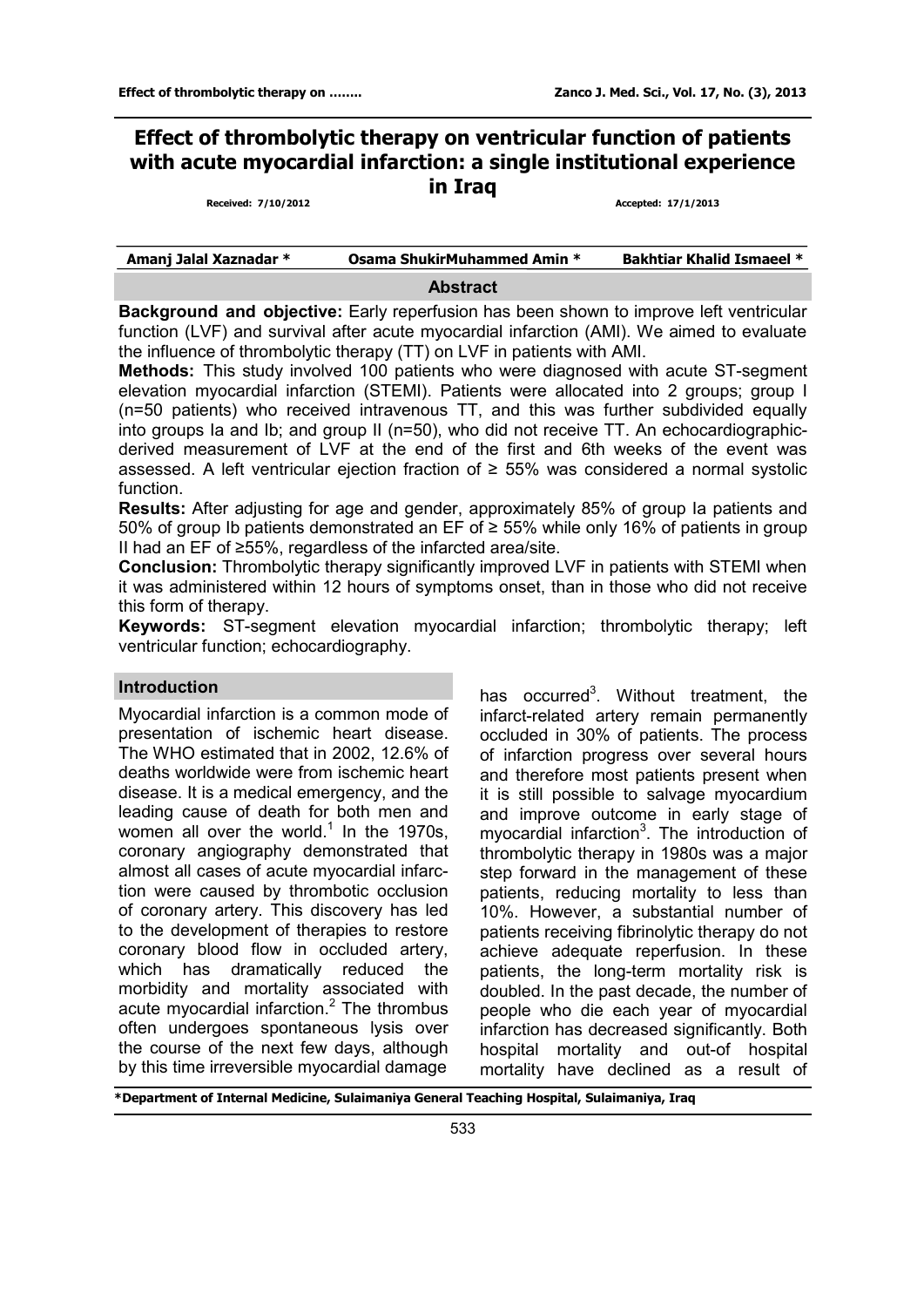# Effect of thrombolytic therapy on ventricular function of patients with acute myocardial infarction: a single institutional experience in Iraq

Received: 7/10/2012 Accepted: 17/1/2013

| Amanj Jalal Xaznadar * | Osama ShukirMuhammed Amin * | Bakhtiar Khalid Ismaeel * |
|---|---|---|

## Abstract

**Background and objective:** Early reperfusion has been shown to improve left ventricular function (LVF) and survival after acute myocardial infarction (AMI). We aimed to evaluate the influence of thrombolytic therapy (TT) on LVF in patients with AMI.

**Methods:** This study involved 100 patients who were diagnosed with acute ST-segment elevation myocardial infarction (STEMI). Patients were allocated into 2 groups; group I (n=50 patients) who received intravenous TT, and this was further subdivided equally into groups Ia and Ib; and group II (n=50), who did not receive TT. An echocardiographic-derived measurement of LVF at the end of the first and 6th weeks of the event was assessed. A left ventricular ejection fraction of ≥ 55% was considered a normal systolic function.

**Results:** After adjusting for age and gender, approximately 85% of group Ia patients and 50% of group Ib patients demonstrated an EF of ≥ 55% while only 16% of patients in group II had an EF of ≥55%, regardless of the infarcted area/site.

**Conclusion:** Thrombolytic therapy significantly improved LVF in patients with STEMI when it was administered within 12 hours of symptoms onset, than in those who did not receive this form of therapy.

**Keywords:** ST-segment elevation myocardial infarction; thrombolytic therapy; left ventricular function; echocardiography.

## Introduction

Myocardial infarction is a common mode of presentation of ischemic heart disease. The WHO estimated that in 2002, 12.6% of deaths worldwide were from ischemic heart disease. It is a medical emergency, and the leading cause of death for both men and women all over the world.[1] In the 1970s, coronary angiography demonstrated that almost all cases of acute myocardial infarction were caused by thrombotic occlusion of coronary artery. This discovery has led to the development of therapies to restore coronary blood flow in occluded artery, which has dramatically reduced the morbidity and mortality associated with acute myocardial infarction.[2] The thrombus often undergoes spontaneous lysis over the course of the next few days, although by this time irreversible myocardial damage has occurred[3]. Without treatment, the infarct-related artery remain permanently occluded in 30% of patients. The process of infarction progress over several hours and therefore most patients present when it is still possible to salvage myocardium and improve outcome in early stage of myocardial infarction[3]. The introduction of thrombolytic therapy in 1980s was a major step forward in the management of these patients, reducing mortality to less than 10%. However, a substantial number of patients receiving fibrinolytic therapy do not achieve adequate reperfusion. In these patients, the long-term mortality risk is doubled. In the past decade, the number of people who die each year of myocardial infarction has decreased significantly. Both hospital mortality and out-of hospital mortality have declined as a result of

*Department of Internal Medicine, Sulaimaniya General Teaching Hospital, Sulaimaniya, Iraq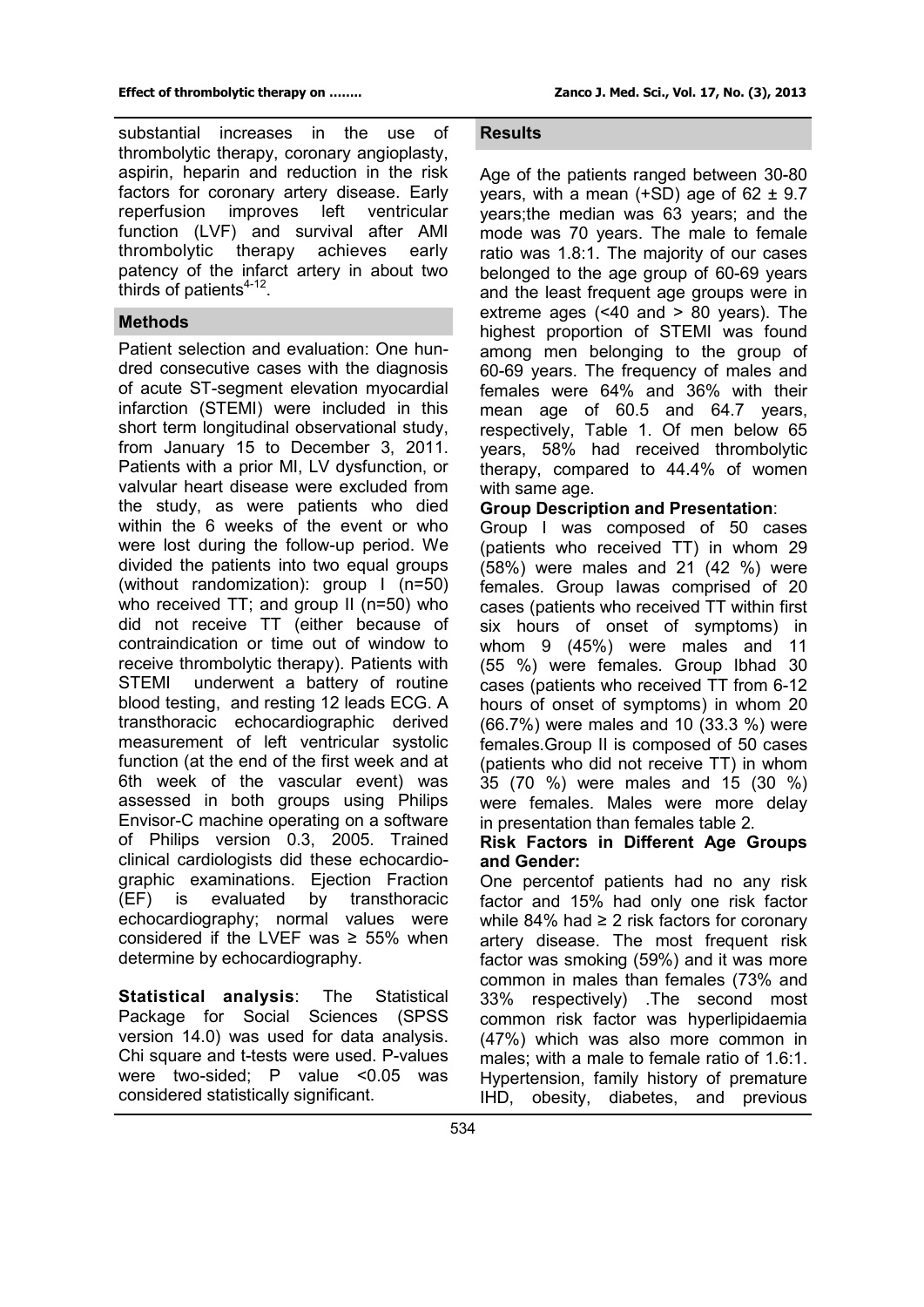substantial increases in the use of thrombolytic therapy, coronary angioplasty, aspirin, heparin and reduction in the risk factors for coronary artery disease. Early reperfusion improves left ventricular function (LVF) and survival after AMI thrombolytic therapy achieves early patency of the infarct artery in about two thirds of patients[4-12].

## Methods

Patient selection and evaluation: One hundred consecutive cases with the diagnosis of acute ST-segment elevation myocardial infarction (STEMI) were included in this short term longitudinal observational study, from January 15 to December 3, 2011. Patients with a prior MI, LV dysfunction, or valvular heart disease were excluded from the study, as were patients who died within the 6 weeks of the event or who were lost during the follow-up period. We divided the patients into two equal groups (without randomization): group I (n=50) who received TT; and group II (n=50) who did not receive TT (either because of contraindication or time out of window to receive thrombolytic therapy). Patients with STEMI underwent a battery of routine blood testing, and resting 12 leads ECG. A transthoracic echocardiographic derived measurement of left ventricular systolic function (at the end of the first week and at 6th week of the vascular event) was assessed in both groups using Philips Envisor-C machine operating on a software of Philips version 0.3, 2005. Trained clinical cardiologists did these echocardiographic examinations. Ejection Fraction (EF) is evaluated by transthoracic echocardiography; normal values were considered if the LVEF was ≥ 55% when determine by echocardiography.

**Statistical analysis**: The Statistical Package for Social Sciences (SPSS version 14.0) was used for data analysis. Chi square and t-tests were used. P-values were two-sided; P value <0.05 was considered statistically significant.

## Results

Age of the patients ranged between 30-80 years, with a mean (+SD) age of 62 ± 9.7 years;the median was 63 years; and the mode was 70 years. The male to female ratio was 1.8:1. The majority of our cases belonged to the age group of 60-69 years and the least frequent age groups were in extreme ages (<40 and > 80 years). The highest proportion of STEMI was found among men belonging to the group of 60-69 years. The frequency of males and females were 64% and 36% with their mean age of 60.5 and 64.7 years, respectively, Table 1. Of men below 65 years, 58% had received thrombolytic therapy, compared to 44.4% of women with same age.

**Group Description and Presentation**:

Group I was composed of 50 cases (patients who received TT) in whom 29 (58%) were males and 21 (42 %) were females. Group Iawas comprised of 20 cases (patients who received TT within first six hours of onset of symptoms) in whom 9 (45%) were males and 11 (55 %) were females. Group Ibhad 30 cases (patients who received TT from 6-12 hours of onset of symptoms) in whom 20 (66.7%) were males and 10 (33.3 %) were females.Group II is composed of 50 cases (patients who did not receive TT) in whom 35 (70 %) were males and 15 (30 %) were females. Males were more delay in presentation than females table 2.

**Risk Factors in Different Age Groups and Gender:**

One percentof patients had no any risk factor and 15% had only one risk factor while 84% had ≥ 2 risk factors for coronary artery disease. The most frequent risk factor was smoking (59%) and it was more common in males than females (73% and 33% respectively) .The second most common risk factor was hyperlipidaemia (47%) which was also more common in males; with a male to female ratio of 1.6:1. Hypertension, family history of premature IHD, obesity, diabetes, and previous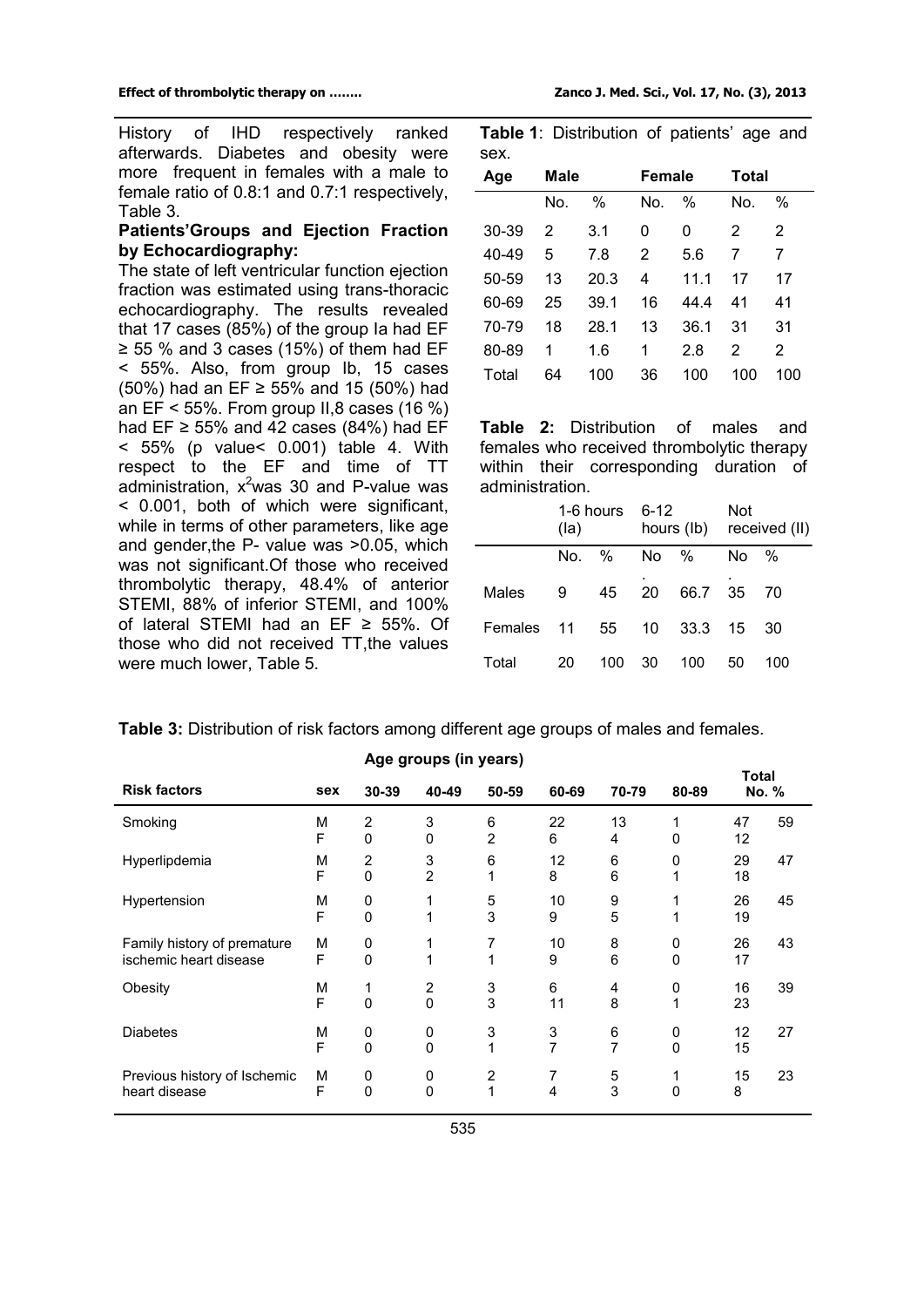History of IHD respectively ranked afterwards. Diabetes and obesity were more frequent in females with a male to female ratio of 0.8:1 and 0.7:1 respectively, Table 3.

**Patients'Groups and Ejection Fraction by Echocardiography:**

The state of left ventricular function ejection fraction was estimated using trans-thoracic echocardiography. The results revealed that 17 cases (85%) of the group Ia had EF ≥ 55 % and 3 cases (15%) of them had EF < 55%. Also, from group Ib, 15 cases (50%) had an EF ≥ 55% and 15 (50%) had an EF < 55%. From group II,8 cases (16 %) had EF ≥ 55% and 42 cases (84%) had EF < 55% (p value< 0.001) table 4. With respect to the EF and time of TT administration, $x^2$was 30 and P-value was < 0.001, both of which were significant, while in terms of other parameters, like age and gender,the P- value was >0.05, which was not significant.Of those who received thrombolytic therapy, 48.4% of anterior STEMI, 88% of inferior STEMI, and 100% of lateral STEMI had an EF ≥ 55%. Of those who did not received TT,the values were much lower, Table 5.

**Table 1**: Distribution of patients' age and sex.

| Age | Male | | Female | | Total | |
|---|---|---|---|---|---|---|
| | No. | % | No. | % | No. | % |
| 30-39 | 2 | 3.1 | 0 | 0 | 2 | 2 |
| 40-49 | 5 | 7.8 | 2 | 5.6 | 7 | 7 |
| 50-59 | 13 | 20.3 | 4 | 11.1 | 17 | 17 |
| 60-69 | 25 | 39.1 | 16 | 44.4 | 41 | 41 |
| 70-79 | 18 | 28.1 | 13 | 36.1 | 31 | 31 |
| 80-89 | 1 | 1.6 | 1 | 2.8 | 2 | 2 |
| Total | 64 | 100 | 36 | 100 | 100 | 100 |

**Table 2:** Distribution of males and females who received thrombolytic therapy within their corresponding duration of administration.

| | 1-6 hours (Ia) | | 6-12 hours (Ib) | | Not received (II) | |
|---|---|---|---|---|---|---|
| | No. | % | No. | % | No. | % |
| Males | 9 | 45 | 20 | 66.7 | 35 | 70 |
| Females | 11 | 55 | 10 | 33.3 | 15 | 30 |
| Total | 20 | 100 | 30 | 100 | 50 | 100 |

**Table 3:** Distribution of risk factors among different age groups of males and females.

| Risk factors | sex | 30-39 | 40-49 | 50-59 | 60-69 | 70-79 | 80-89 | Total No. | % |
|---|---|---|---|---|---|---|---|---|---|
| | | **Age groups (in years)** | | | | | | | |
| Smoking | M | 2 | 3 | 6 | 22 | 13 | 1 | 47 | 59 |
| | F | 0 | 0 | 2 | 6 | 4 | 0 | 12 | |
| Hyperlipdemia | M | 2 | 3 | 6 | 12 | 6 | 0 | 29 | 47 |
| | F | 0 | 2 | 1 | 8 | 6 | 1 | 18 | |
| Hypertension | M | 0 | 1 | 5 | 10 | 9 | 1 | 26 | 45 |
| | F | 0 | 1 | 3 | 9 | 5 | 1 | 19 | |
| Family history of premature ischemic heart disease | M | 0 | 1 | 7 | 10 | 8 | 0 | 26 | 43 |
| | F | 0 | 1 | 1 | 9 | 6 | 0 | 17 | |
| Obesity | M | 1 | 2 | 3 | 6 | 4 | 0 | 16 | 39 |
| | F | 0 | 0 | 3 | 11 | 8 | 1 | 23 | |
| Diabetes | M | 0 | 0 | 3 | 3 | 6 | 0 | 12 | 27 |
| | F | 0 | 0 | 1 | 7 | 7 | 0 | 15 | |
| Previous history of Ischemic heart disease | M | 0 | 0 | 2 | 7 | 5 | 1 | 15 | 23 |
| | F | 0 | 0 | 1 | 4 | 3 | 0 | 8 | |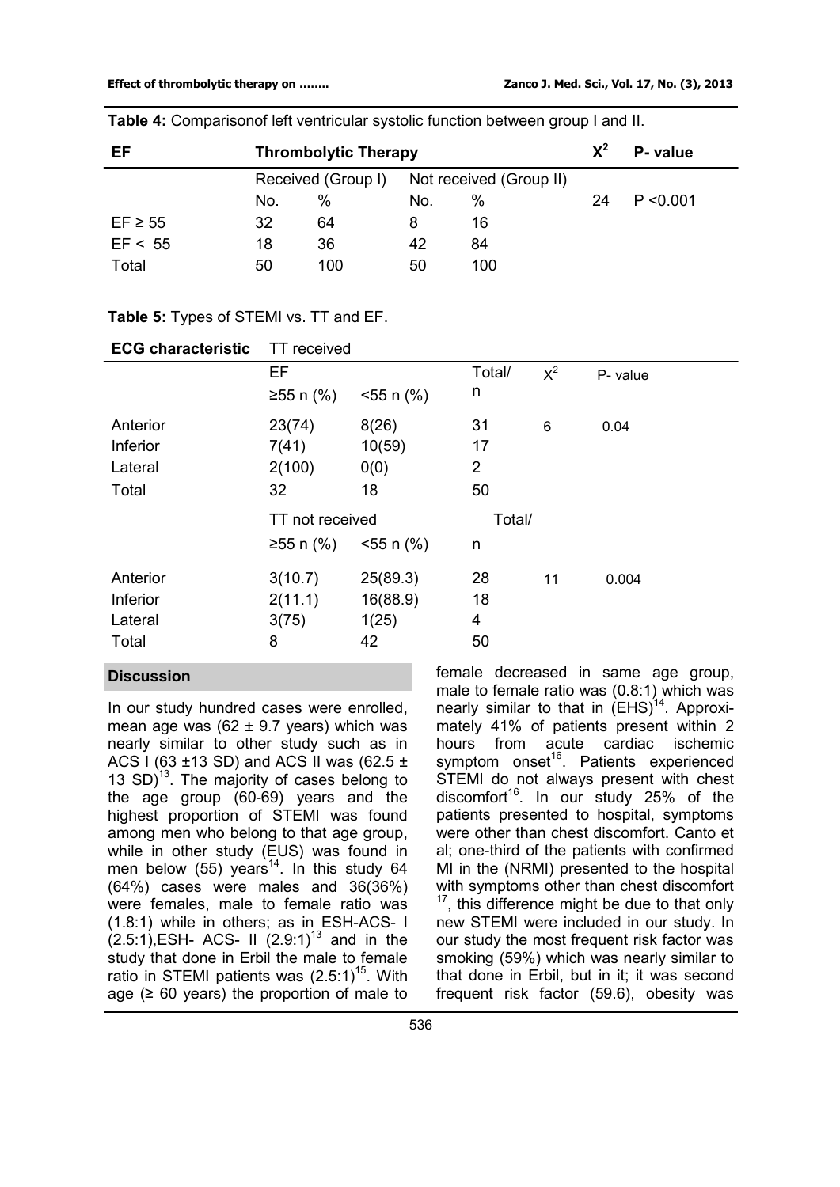**Table 4:** Comparisonof left ventricular systolic function between group I and II.

| EF | Thrombolytic Therapy | | | | $X^2$ | P- value |
|---|---|---|---|---|---|---|
| | Received (Group I) | | Not received (Group II) | | | |
| | No. | % | No. | % | 24 | P <0.001 |
| EF ≥ 55 | 32 | 64 | 8 | 16 | | |
| EF < 55 | 18 | 36 | 42 | 84 | | |
| Total | 50 | 100 | 50 | 100 | | |

**Table 5:** Types of STEMI vs. TT and EF.

| ECG characteristic | TT received | | | | |
|---|---|---|---|---|---|
| | EF | | Total/ n | $X^2$ | P- value |
| | ≥55 n (%) | <55 n (%) | | | |
| Anterior | 23(74) | 8(26) | 31 | 6 | 0.04 |
| Inferior | 7(41) | 10(59) | 17 | | |
| Lateral | 2(100) | 0(0) | 2 | | |
| Total | 32 | 18 | 50 | | |
| | TT not received | | Total/ n | | |
| | ≥55 n (%) | <55 n (%) | | | |
| Anterior | 3(10.7) | 25(89.3) | 28 | 11 | 0.004 |
| Inferior | 2(11.1) | 16(88.9) | 18 | | |
| Lateral | 3(75) | 1(25) | 4 | | |
| Total | 8 | 42 | 50 | | |

## Discussion

In our study hundred cases were enrolled, mean age was (62 ± 9.7 years) which was nearly similar to other study such as in ACS I (63 ±13 SD) and ACS II was (62.5 ± 13 SD)[13]. The majority of cases belong to the age group (60-69) years and the highest proportion of STEMI was found among men who belong to that age group, while in other study (EUS) was found in men below (55) years[14]. In this study 64 (64%) cases were males and 36(36%) were females, male to female ratio was (1.8:1) while in others; as in ESH-ACS- I (2.5:1),ESH- ACS- II (2.9:1)[13] and in the study that done in Erbil the male to female ratio in STEMI patients was (2.5:1)[15]. With age (≥ 60 years) the proportion of male to female decreased in same age group, male to female ratio was (0.8:1) which was nearly similar to that in (EHS)[14]. Approximately 41% of patients present within 2 hours from acute cardiac ischemic symptom onset[16]. Patients experienced STEMI do not always present with chest discomfort[16]. In our study 25% of the patients presented to hospital, symptoms were other than chest discomfort. Canto et al; one-third of the patients with confirmed MI in the (NRMI) presented to the hospital with symptoms other than chest discomfort [17], this difference might be due to that only new STEMI were included in our study. In our study the most frequent risk factor was smoking (59%) which was nearly similar to that done in Erbil, but in it; it was second frequent risk factor (59.6), obesity was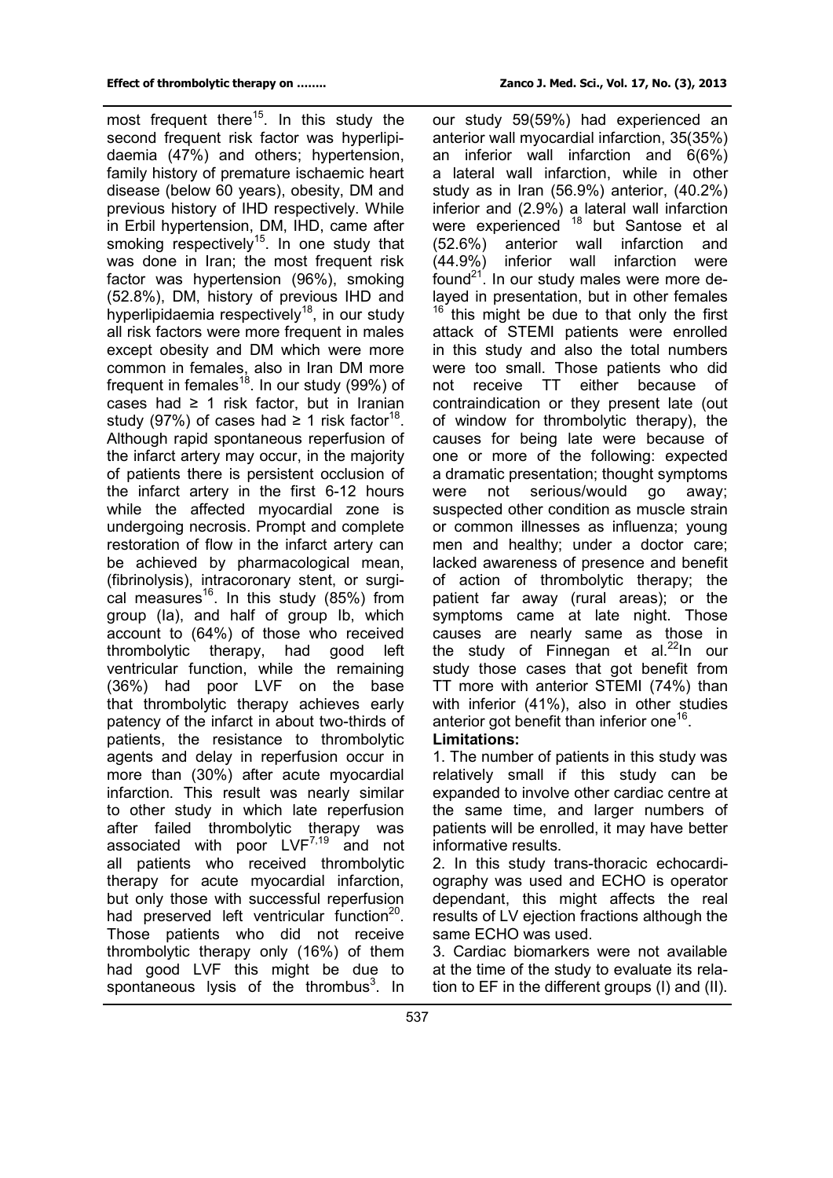most frequent there[15]. In this study the second frequent risk factor was hyperlipidaemia (47%) and others; hypertension, family history of premature ischaemic heart disease (below 60 years), obesity, DM and previous history of IHD respectively. While in Erbil hypertension, DM, IHD, came after smoking respectively[15]. In one study that was done in Iran; the most frequent risk factor was hypertension (96%), smoking (52.8%), DM, history of previous IHD and hyperlipidaemia respectively[18], in our study all risk factors were more frequent in males except obesity and DM which were more common in females, also in Iran DM more frequent in females[18]. In our study (99%) of cases had ≥ 1 risk factor, but in Iranian study (97%) of cases had ≥ 1 risk factor[18]. Although rapid spontaneous reperfusion of the infarct artery may occur, in the majority of patients there is persistent occlusion of the infarct artery in the first 6-12 hours while the affected myocardial zone is undergoing necrosis. Prompt and complete restoration of flow in the infarct artery can be achieved by pharmacological mean, (fibrinolysis), intracoronary stent, or surgical measures[16]. In this study (85%) from group (Ia), and half of group Ib, which account to (64%) of those who received thrombolytic therapy, had good left ventricular function, while the remaining (36%) had poor LVF on the base that thrombolytic therapy achieves early patency of the infarct in about two-thirds of patients, the resistance to thrombolytic agents and delay in reperfusion occur in more than (30%) after acute myocardial infarction. This result was nearly similar to other study in which late reperfusion after failed thrombolytic therapy was associated with poor LVF[7,19] and not all patients who received thrombolytic therapy for acute myocardial infarction, but only those with successful reperfusion had preserved left ventricular function[20]. Those patients who did not receive thrombolytic therapy only (16%) of them had good LVF this might be due to spontaneous lysis of the thrombus[3]. In our study 59(59%) had experienced an anterior wall myocardial infarction, 35(35%) an inferior wall infarction and 6(6%) a lateral wall infarction, while in other study as in Iran (56.9%) anterior, (40.2%) inferior and (2.9%) a lateral wall infarction were experienced [18] but Santose et al (52.6%) anterior wall infarction and (44.9%) inferior wall infarction were found[21]. In our study males were more delayed in presentation, but in other females [16] this might be due to that only the first attack of STEMI patients were enrolled in this study and also the total numbers were too small. Those patients who did not receive TT either because of contraindication or they present late (out of window for thrombolytic therapy), the causes for being late were because of one or more of the following: expected a dramatic presentation; thought symptoms were not serious/would go away; suspected other condition as muscle strain or common illnesses as influenza; young men and healthy; under a doctor care; lacked awareness of presence and benefit of action of thrombolytic therapy; the patient far away (rural areas); or the symptoms came at late night. Those causes are nearly same as those in the study of Finnegan et al.[22]In our study those cases that got benefit from TT more with anterior STEMI (74%) than with inferior (41%), also in other studies anterior got benefit than inferior one[16].

**Limitations:**

1. The number of patients in this study was relatively small if this study can be expanded to involve other cardiac centre at the same time, and larger numbers of patients will be enrolled, it may have better informative results.
2. In this study trans-thoracic echocardiography was used and ECHO is operator dependant, this might affects the real results of LV ejection fractions although the same ECHO was used.
3. Cardiac biomarkers were not available at the time of the study to evaluate its relation to EF in the different groups (I) and (II).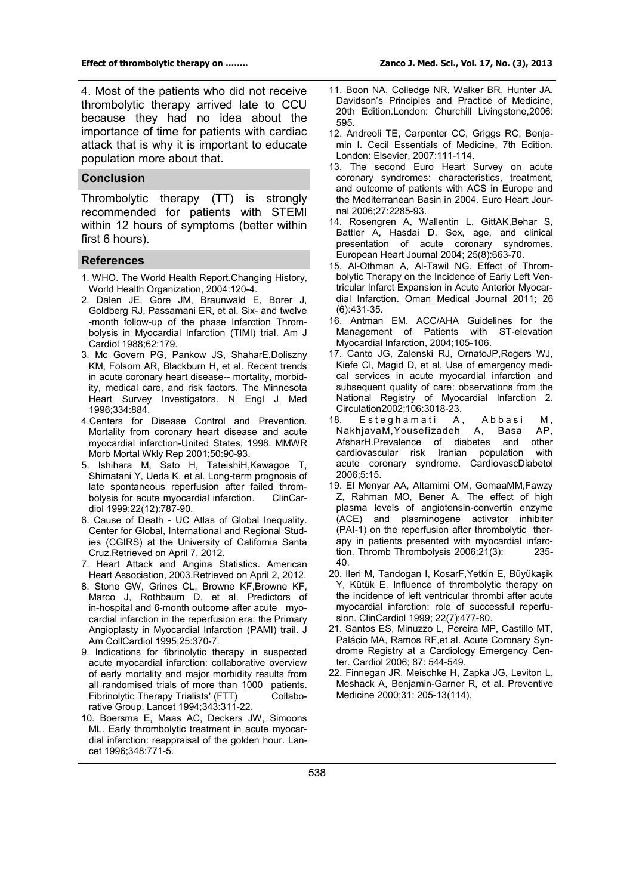4. Most of the patients who did not receive thrombolytic therapy arrived late to CCU because they had no idea about the importance of time for patients with cardiac attack that is why it is important to educate population more about that.

## Conclusion

Thrombolytic therapy (TT) is strongly recommended for patients with STEMI within 12 hours of symptoms (better within first 6 hours).

## References

1. WHO. The World Health Report.Changing History, World Health Organization, 2004:120-4.
2. Dalen JE, Gore JM, Braunwald E, Borer J, Goldberg RJ, Passamani ER, et al. Six- and twelve -month follow-up of the phase Infarction Thrombolysis in Myocardial Infarction (TIMI) trial. Am J Cardiol 1988;62:179.
3. Mc Govern PG, Pankow JS, ShaharE,Doliszny KM, Folsom AR, Blackburn H, et al. Recent trends in acute coronary heart disease-- mortality, morbidity, medical care, and risk factors. The Minnesota Heart Survey Investigators. N Engl J Med 1996;334:884.
4. Centers for Disease Control and Prevention. Mortality from coronary heart disease and acute myocardial infarction-United States, 1998. MMWR Morb Mortal Wkly Rep 2001;50:90-93.
5. Ishihara M, Sato H, TateishiH,Kawagoe T, Shimatani Y, Ueda K, et al. Long-term prognosis of late spontaneous reperfusion after failed thrombolysis for acute myocardial infarction. ClinCardiol 1999;22(12):787-90.
6. Cause of Death - UC Atlas of Global Inequality. Center for Global, International and Regional Studies (CGIRS) at the University of California Santa Cruz.Retrieved on April 7, 2012.
7. Heart Attack and Angina Statistics. American Heart Association, 2003.Retrieved on April 2, 2012.
8. Stone GW, Grines CL, Browne KF,Browne KF, Marco J, Rothbaum D, et al. Predictors of in-hospital and 6-month outcome after acute myocardial infarction in the reperfusion era: the Primary Angioplasty in Myocardial Infarction (PAMI) trail. J Am CollCardiol 1995;25:370-7.
9. Indications for fibrinolytic therapy in suspected acute myocardial infarction: collaborative overview of early mortality and major morbidity results from all randomised trials of more than 1000 patients. Fibrinolytic Therapy Trialists' (FTT) Collaborative Group. Lancet 1994;343:311-22.
10. Boersma E, Maas AC, Deckers JW, Simoons ML. Early thrombolytic treatment in acute myocardial infarction: reappraisal of the golden hour. Lancet 1996;348:771-5.
11. Boon NA, Colledge NR, Walker BR, Hunter JA. Davidson's Principles and Practice of Medicine, 20th Edition.London: Churchill Livingstone,2006: 595.
12. Andreoli TE, Carpenter CC, Griggs RC, Benjamin I. Cecil Essentials of Medicine, 7th Edition. London: Elsevier, 2007:111-114.
13. The second Euro Heart Survey on acute coronary syndromes: characteristics, treatment, and outcome of patients with ACS in Europe and the Mediterranean Basin in 2004. Euro Heart Journal 2006;27:2285-93.
14. Rosengren A, Wallentin L, GittAK,Behar S, Battler A, Hasdai D. Sex, age, and clinical presentation of acute coronary syndromes. European Heart Journal 2004; 25(8):663-70.
15. Al-Othman A, Al-Tawil NG. Effect of Thrombolytic Therapy on the Incidence of Early Left Ventricular Infarct Expansion in Acute Anterior Myocardial Infarction. Oman Medical Journal 2011; 26 (6):431-35.
16. Antman EM. ACC/AHA Guidelines for the Management of Patients with ST-elevation Myocardial Infarction, 2004;105-106.
17. Canto JG, Zalenski RJ, OrnatoJP,Rogers WJ, Kiefe CI, Magid D, et al. Use of emergency medical services in acute myocardial infarction and subsequent quality of care: observations from the National Registry of Myocardial Infarction 2. Circulation2002;106:3018-23.
18. Esteghamati A, Abbasi M, NakhjavaM,Yousefizadeh A, Basa AP, AfsharH.Prevalence of diabetes and other cardiovascular risk Iranian population with acute coronary syndrome. CardiovascDiabetol 2006;5:15.
19. El Menyar AA, Altamimi OM, GomaaMM,Fawzy Z, Rahman MO, Bener A. The effect of high plasma levels of angiotensin-convertin enzyme (ACE) and plasminogene activator inhibiter (PAI-1) on the reperfusion after thrombolytic therapy in patients presented with myocardial infarction. Thromb Thrombolysis 2006;21(3): 235-40.
20. Ileri M, Tandogan I, KosarF,Yetkin E, Büyükaşik Y, Kütük E. Influence of thrombolytic therapy on the incidence of left ventricular thrombi after acute myocardial infarction: role of successful reperfusion. ClinCardiol 1999; 22(7):477-80.
21. Santos ES, Minuzzo L, Pereira MP, Castillo MT, Palácio MA, Ramos RF,et al. Acute Coronary Syndrome Registry at a Cardiology Emergency Center. Cardiol 2006; 87: 544-549.
22. Finnegan JR, Meischke H, Zapka JG, Leviton L, Meshack A, Benjamin-Garner R, et al. Preventive Medicine 2000;31: 205-13(114).